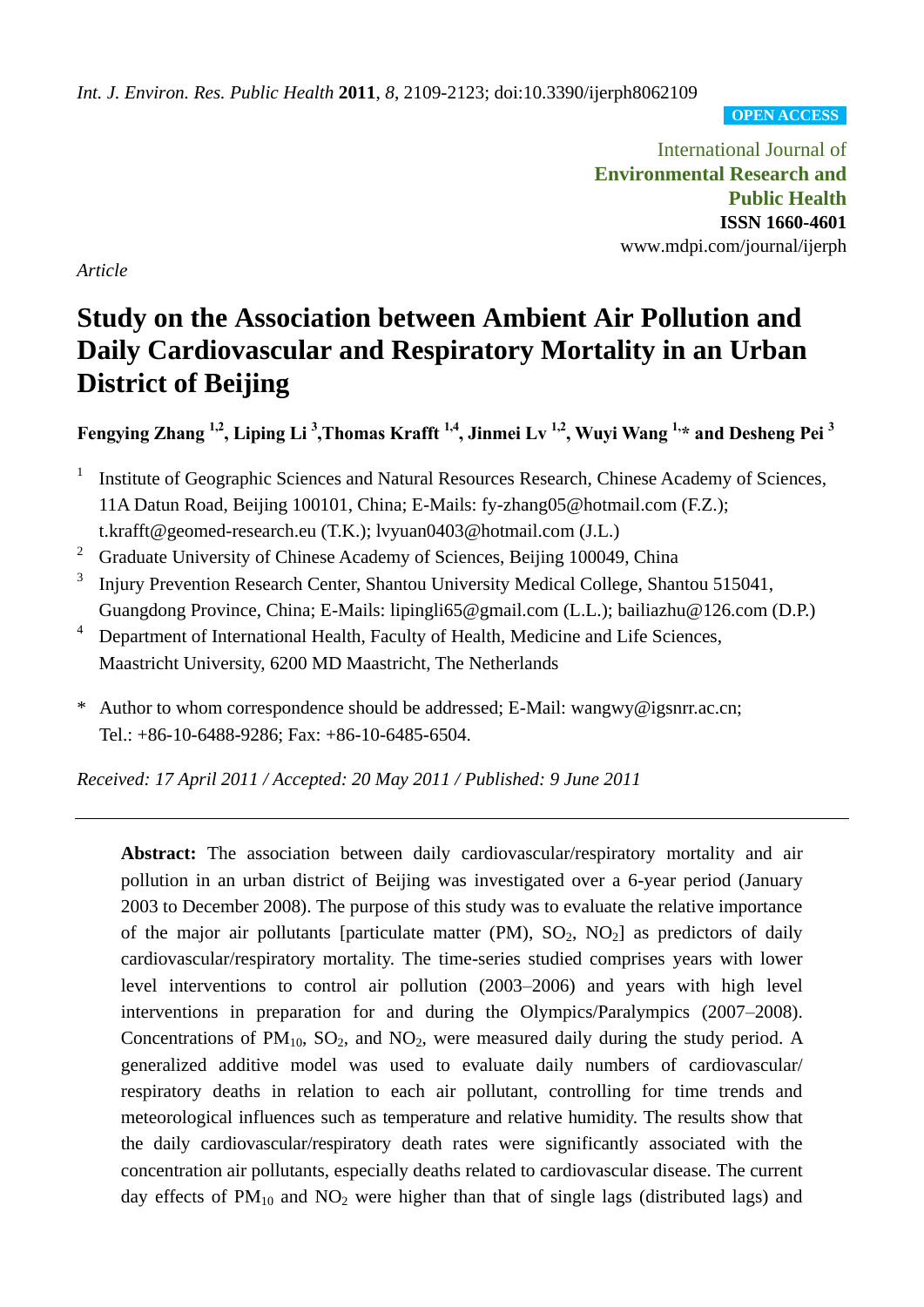*Int. J. Environ. Res. Public Health* **2011**, *8*, 2109-2123; doi:10.3390/ijerph8062109

**OPEN ACCESS**

International Journal of
**Environmental Research and Public Health**
**ISSN 1660-4601**
www.mdpi.com/journal/ijerph

*Article*

# Study on the Association between Ambient Air Pollution and Daily Cardiovascular and Respiratory Mortality in an Urban District of Beijing

**Fengying Zhang [1,2], Liping Li [3], Thomas Krafft [1,4], Jinmei Lv [1,2], Wuyi Wang [1,*] and Desheng Pei [3]**

1. Institute of Geographic Sciences and Natural Resources Research, Chinese Academy of Sciences, 11A Datun Road, Beijing 100101, China; E-Mails: fy-zhang05@hotmail.com (F.Z.); t.krafft@geomed-research.eu (T.K.); lvyuan0403@hotmail.com (J.L.)
2. Graduate University of Chinese Academy of Sciences, Beijing 100049, China
3. Injury Prevention Research Center, Shantou University Medical College, Shantou 515041, Guangdong Province, China; E-Mails: lipingli65@gmail.com (L.L.); bailiazhu@126.com (D.P.)
4. Department of International Health, Faculty of Health, Medicine and Life Sciences, Maastricht University, 6200 MD Maastricht, The Netherlands

\* Author to whom correspondence should be addressed; E-Mail: wangwy@igsnrr.ac.cn; Tel.: +86-10-6488-9286; Fax: +86-10-6485-6504.

*Received: 17 April 2011 / Accepted: 20 May 2011 / Published: 9 June 2011*

---

**Abstract:** The association between daily cardiovascular/respiratory mortality and air pollution in an urban district of Beijing was investigated over a 6-year period (January 2003 to December 2008). The purpose of this study was to evaluate the relative importance of the major air pollutants [particulate matter (PM), $SO_2$, $NO_2$] as predictors of daily cardiovascular/respiratory mortality. The time-series studied comprises years with lower level interventions to control air pollution (2003–2006) and years with high level interventions in preparation for and during the Olympics/Paralympics (2007–2008). Concentrations of $PM_{10}$, $SO_2$, and $NO_2$, were measured daily during the study period. A generalized additive model was used to evaluate daily numbers of cardiovascular/respiratory deaths in relation to each air pollutant, controlling for time trends and meteorological influences such as temperature and relative humidity. The results show that the daily cardiovascular/respiratory death rates were significantly associated with the concentration air pollutants, especially deaths related to cardiovascular disease. The current day effects of $PM_{10}$ and $NO_2$ were higher than that of single lags (distributed lags) and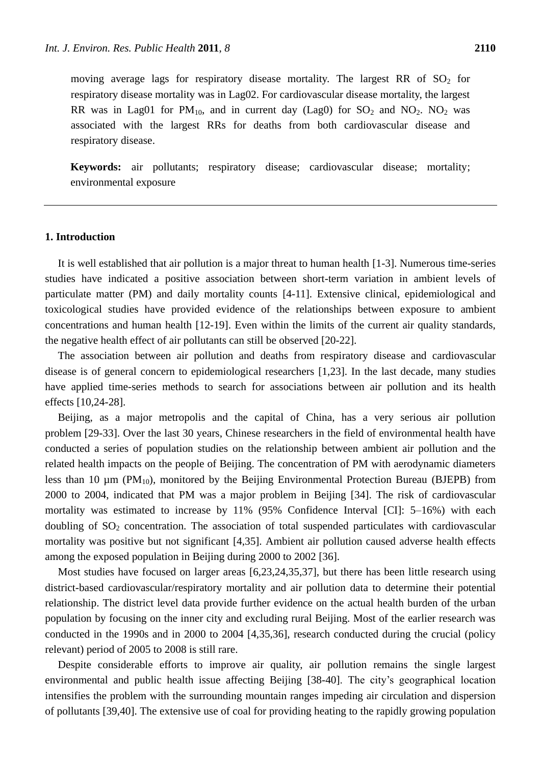moving average lags for respiratory disease mortality. The largest RR of $SO_2$ for respiratory disease mortality was in Lag02. For cardiovascular disease mortality, the largest RR was in Lag01 for $PM_{10}$, and in current day (Lag0) for $SO_2$ and $NO_2$. $NO_2$ was associated with the largest RRs for deaths from both cardiovascular disease and respiratory disease.

**Keywords:** air pollutants; respiratory disease; cardiovascular disease; mortality; environmental exposure

---

## 1. Introduction

It is well established that air pollution is a major threat to human health [1-3]. Numerous time-series studies have indicated a positive association between short-term variation in ambient levels of particulate matter (PM) and daily mortality counts [4-11]. Extensive clinical, epidemiological and toxicological studies have provided evidence of the relationships between exposure to ambient concentrations and human health [12-19]. Even within the limits of the current air quality standards, the negative health effect of air pollutants can still be observed [20-22].

The association between air pollution and deaths from respiratory disease and cardiovascular disease is of general concern to epidemiological researchers [1,23]. In the last decade, many studies have applied time-series methods to search for associations between air pollution and its health effects [10,24-28].

Beijing, as a major metropolis and the capital of China, has a very serious air pollution problem [29-33]. Over the last 30 years, Chinese researchers in the field of environmental health have conducted a series of population studies on the relationship between ambient air pollution and the related health impacts on the people of Beijing. The concentration of PM with aerodynamic diameters less than 10 μm ($PM_{10}$), monitored by the Beijing Environmental Protection Bureau (BJEPB) from 2000 to 2004, indicated that PM was a major problem in Beijing [34]. The risk of cardiovascular mortality was estimated to increase by 11% (95% Confidence Interval [CI]: 5–16%) with each doubling of $SO_2$ concentration. The association of total suspended particulates with cardiovascular mortality was positive but not significant [4,35]. Ambient air pollution caused adverse health effects among the exposed population in Beijing during 2000 to 2002 [36].

Most studies have focused on larger areas [6,23,24,35,37], but there has been little research using district-based cardiovascular/respiratory mortality and air pollution data to determine their potential relationship. The district level data provide further evidence on the actual health burden of the urban population by focusing on the inner city and excluding rural Beijing. Most of the earlier research was conducted in the 1990s and in 2000 to 2004 [4,35,36], research conducted during the crucial (policy relevant) period of 2005 to 2008 is still rare.

Despite considerable efforts to improve air quality, air pollution remains the single largest environmental and public health issue affecting Beijing [38-40]. The city's geographical location intensifies the problem with the surrounding mountain ranges impeding air circulation and dispersion of pollutants [39,40]. The extensive use of coal for providing heating to the rapidly growing population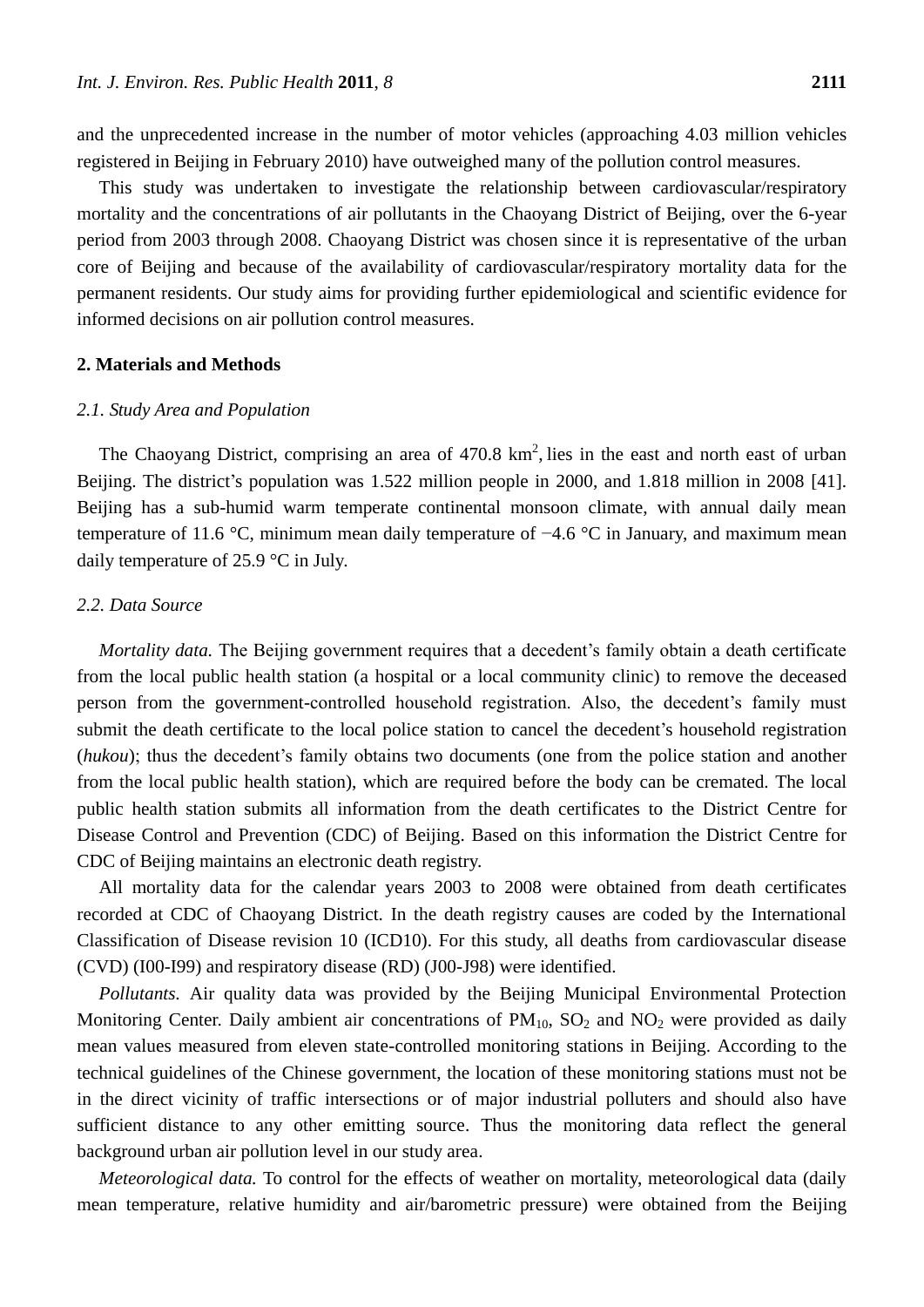and the unprecedented increase in the number of motor vehicles (approaching 4.03 million vehicles registered in Beijing in February 2010) have outweighed many of the pollution control measures.

This study was undertaken to investigate the relationship between cardiovascular/respiratory mortality and the concentrations of air pollutants in the Chaoyang District of Beijing, over the 6-year period from 2003 through 2008. Chaoyang District was chosen since it is representative of the urban core of Beijing and because of the availability of cardiovascular/respiratory mortality data for the permanent residents. Our study aims for providing further epidemiological and scientific evidence for informed decisions on air pollution control measures.

## 2. Materials and Methods

### *2.1. Study Area and Population*

The Chaoyang District, comprising an area of 470.8 $km^2$, lies in the east and north east of urban Beijing. The district's population was 1.522 million people in 2000, and 1.818 million in 2008 [41]. Beijing has a sub-humid warm temperate continental monsoon climate, with annual daily mean temperature of 11.6 °C, minimum mean daily temperature of −4.6 °C in January, and maximum mean daily temperature of 25.9 °C in July.

### *2.2. Data Source*

*Mortality data.* The Beijing government requires that a decedent's family obtain a death certificate from the local public health station (a hospital or a local community clinic) to remove the deceased person from the government-controlled household registration. Also, the decedent's family must submit the death certificate to the local police station to cancel the decedent's household registration (*hukou*); thus the decedent's family obtains two documents (one from the police station and another from the local public health station), which are required before the body can be cremated. The local public health station submits all information from the death certificates to the District Centre for Disease Control and Prevention (CDC) of Beijing. Based on this information the District Centre for CDC of Beijing maintains an electronic death registry.

All mortality data for the calendar years 2003 to 2008 were obtained from death certificates recorded at CDC of Chaoyang District. In the death registry causes are coded by the International Classification of Disease revision 10 (ICD10). For this study, all deaths from cardiovascular disease (CVD) (I00-I99) and respiratory disease (RD) (J00-J98) were identified.

*Pollutants.* Air quality data was provided by the Beijing Municipal Environmental Protection Monitoring Center. Daily ambient air concentrations of $PM_{10}$, $SO_2$ and $NO_2$ were provided as daily mean values measured from eleven state-controlled monitoring stations in Beijing. According to the technical guidelines of the Chinese government, the location of these monitoring stations must not be in the direct vicinity of traffic intersections or of major industrial polluters and should also have sufficient distance to any other emitting source. Thus the monitoring data reflect the general background urban air pollution level in our study area.

*Meteorological data.* To control for the effects of weather on mortality, meteorological data (daily mean temperature, relative humidity and air/barometric pressure) were obtained from the Beijing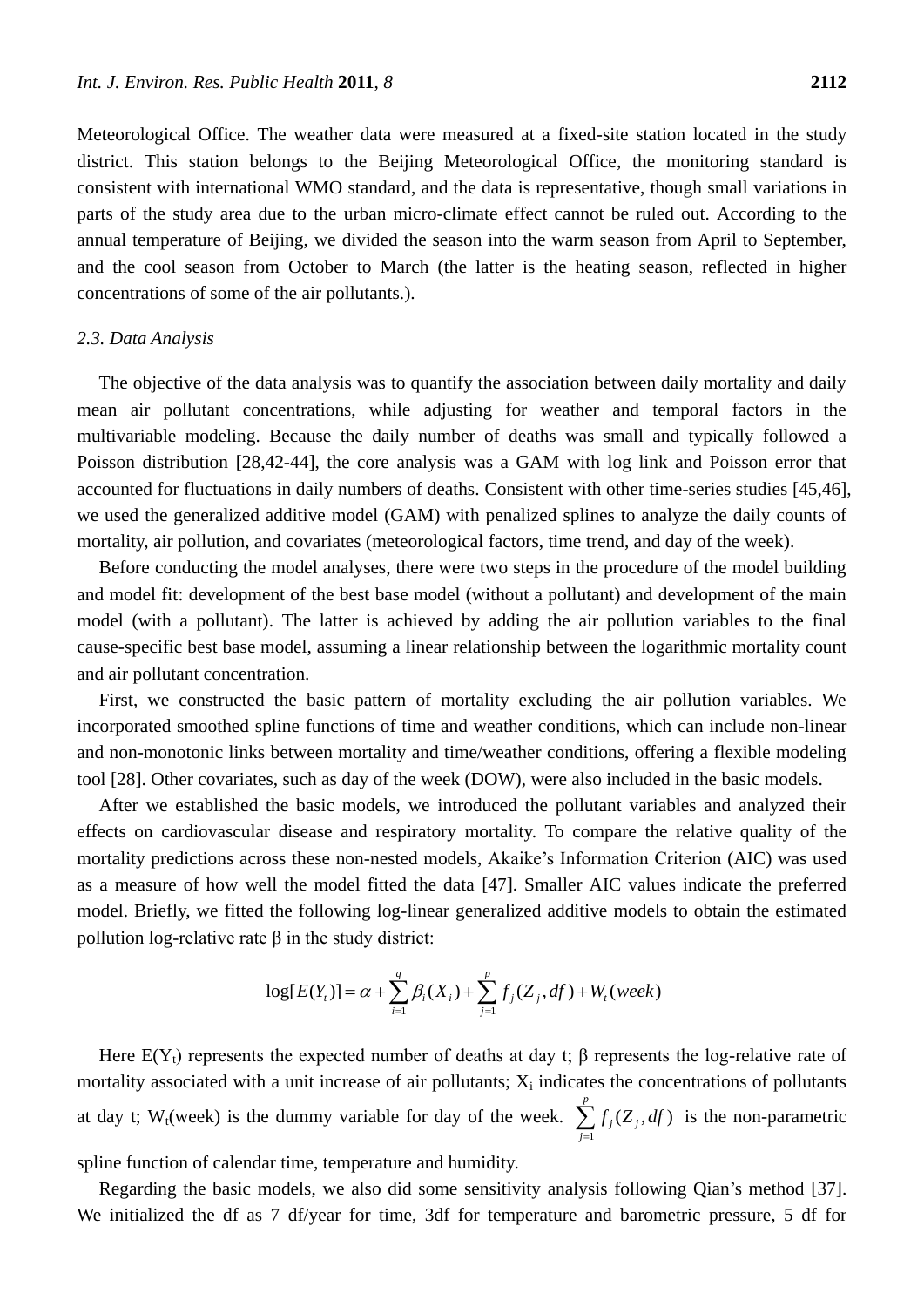Meteorological Office. The weather data were measured at a fixed-site station located in the study district. This station belongs to the Beijing Meteorological Office, the monitoring standard is consistent with international WMO standard, and the data is representative, though small variations in parts of the study area due to the urban micro-climate effect cannot be ruled out. According to the annual temperature of Beijing, we divided the season into the warm season from April to September, and the cool season from October to March (the latter is the heating season, reflected in higher concentrations of some of the air pollutants.).

### 2.3. Data Analysis

The objective of the data analysis was to quantify the association between daily mortality and daily mean air pollutant concentrations, while adjusting for weather and temporal factors in the multivariable modeling. Because the daily number of deaths was small and typically followed a Poisson distribution [28,42-44], the core analysis was a GAM with log link and Poisson error that accounted for fluctuations in daily numbers of deaths. Consistent with other time-series studies [45,46], we used the generalized additive model (GAM) with penalized splines to analyze the daily counts of mortality, air pollution, and covariates (meteorological factors, time trend, and day of the week).

Before conducting the model analyses, there were two steps in the procedure of the model building and model fit: development of the best base model (without a pollutant) and development of the main model (with a pollutant). The latter is achieved by adding the air pollution variables to the final cause-specific best base model, assuming a linear relationship between the logarithmic mortality count and air pollutant concentration.

First, we constructed the basic pattern of mortality excluding the air pollution variables. We incorporated smoothed spline functions of time and weather conditions, which can include non-linear and non-monotonic links between mortality and time/weather conditions, offering a flexible modeling tool [28]. Other covariates, such as day of the week (DOW), were also included in the basic models.

After we established the basic models, we introduced the pollutant variables and analyzed their effects on cardiovascular disease and respiratory mortality. To compare the relative quality of the mortality predictions across these non-nested models, Akaike's Information Criterion (AIC) was used as a measure of how well the model fitted the data [47]. Smaller AIC values indicate the preferred model. Briefly, we fitted the following log-linear generalized additive models to obtain the estimated pollution log-relative rate β in the study district:

$$\log[E(Y_t)] = \alpha + \sum_{i=1}^{q} \beta_i(X_i) + \sum_{j=1}^{p} f_j(Z_j, df) + W_t(week)$$

Here $E(Y_t)$ represents the expected number of deaths at day t; β represents the log-relative rate of mortality associated with a unit increase of air pollutants; $X_i$ indicates the concentrations of pollutants at day t; $W_t$(week) is the dummy variable for day of the week. $\sum_{j=1}^{p} f_j(Z_j, df)$ is the non-parametric spline function of calendar time, temperature and humidity.

Regarding the basic models, we also did some sensitivity analysis following Qian's method [37]. We initialized the df as 7 df/year for time, 3df for temperature and barometric pressure, 5 df for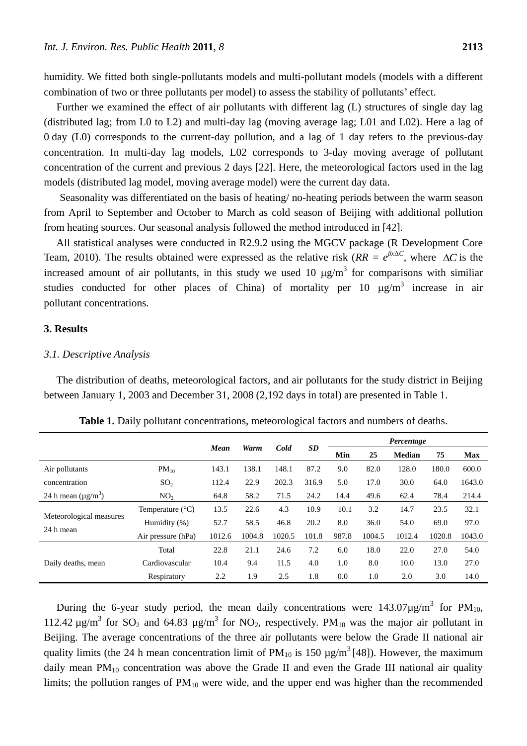humidity. We fitted both single-pollutants models and multi-pollutant models (models with a different combination of two or three pollutants per model) to assess the stability of pollutants' effect.

Further we examined the effect of air pollutants with different lag (L) structures of single day lag (distributed lag; from L0 to L2) and multi-day lag (moving average lag; L01 and L02). Here a lag of 0 day (L0) corresponds to the current-day pollution, and a lag of 1 day refers to the previous-day concentration. In multi-day lag models, L02 corresponds to 3-day moving average of pollutant concentration of the current and previous 2 days [22]. Here, the meteorological factors used in the lag models (distributed lag model, moving average model) were the current day data.

Seasonality was differentiated on the basis of heating/ no-heating periods between the warm season from April to September and October to March as cold season of Beijing with additional pollution from heating sources. Our seasonal analysis followed the method introduced in [42].

All statistical analyses were conducted in R2.9.2 using the MGCV package (R Development Core Team, 2010). The results obtained were expressed as the relative risk ($RR = e^{\beta x \Delta C}$, where $\Delta C$ is the increased amount of air pollutants, in this study we used 10 $\mu g/m^3$ for comparisons with similiar studies conducted for other places of China) of mortality per 10 $\mu g/m^3$ increase in air pollutant concentrations.

## 3. Results

### *3.1. Descriptive Analysis*

The distribution of deaths, meteorological factors, and air pollutants for the study district in Beijing between January 1, 2003 and December 31, 2008 (2,192 days in total) are presented in Table 1.

**Table 1.** Daily pollutant concentrations, meteorological factors and numbers of deaths.

| | | *Mean* | *Warm* | *Cold* | *SD* | *Percentage* | | | | |
|---|---|---|---|---|---|---|---|---|---|---|
| | | | | | | **Min** | **25** | **Median** | **75** | **Max** |
| Air pollutants | $PM_{10}$ | 143.1 | 138.1 | 148.1 | 87.2 | 9.0 | 82.0 | 128.0 | 180.0 | 600.0 |
| concentration | $SO_2$ | 112.4 | 22.9 | 202.3 | 316.9 | 5.0 | 17.0 | 30.0 | 64.0 | 1643.0 |
| 24 h mean ($\mu g/m^3$) | $NO_2$ | 64.8 | 58.2 | 71.5 | 24.2 | 14.4 | 49.6 | 62.4 | 78.4 | 214.4 |
| Meteorological measures 24 h mean | Temperature (°C) | 13.5 | 22.6 | 4.3 | 10.9 | −10.1 | 3.2 | 14.7 | 23.5 | 32.1 |
| | Humidity (%) | 52.7 | 58.5 | 46.8 | 20.2 | 8.0 | 36.0 | 54.0 | 69.0 | 97.0 |
| | Air pressure (hPa) | 1012.6 | 1004.8 | 1020.5 | 101.8 | 987.8 | 1004.5 | 1012.4 | 1020.8 | 1043.0 |
| Daily deaths, mean | Total | 22.8 | 21.1 | 24.6 | 7.2 | 6.0 | 18.0 | 22.0 | 27.0 | 54.0 |
| | Cardiovascular | 10.4 | 9.4 | 11.5 | 4.0 | 1.0 | 8.0 | 10.0 | 13.0 | 27.0 |
| | Respiratory | 2.2 | 1.9 | 2.5 | 1.8 | 0.0 | 1.0 | 2.0 | 3.0 | 14.0 |

During the 6-year study period, the mean daily concentrations were 143.07$\mu g/m^3$ for $PM_{10}$, 112.42 $\mu g/m^3$ for $SO_2$ and 64.83 $\mu g/m^3$ for $NO_2$, respectively. $PM_{10}$ was the major air pollutant in Beijing. The average concentrations of the three air pollutants were below the Grade II national air quality limits (the 24 h mean concentration limit of $PM_{10}$ is 150 $\mu g/m^3$ [48]). However, the maximum daily mean $PM_{10}$ concentration was above the Grade II and even the Grade III national air quality limits; the pollution ranges of $PM_{10}$ were wide, and the upper end was higher than the recommended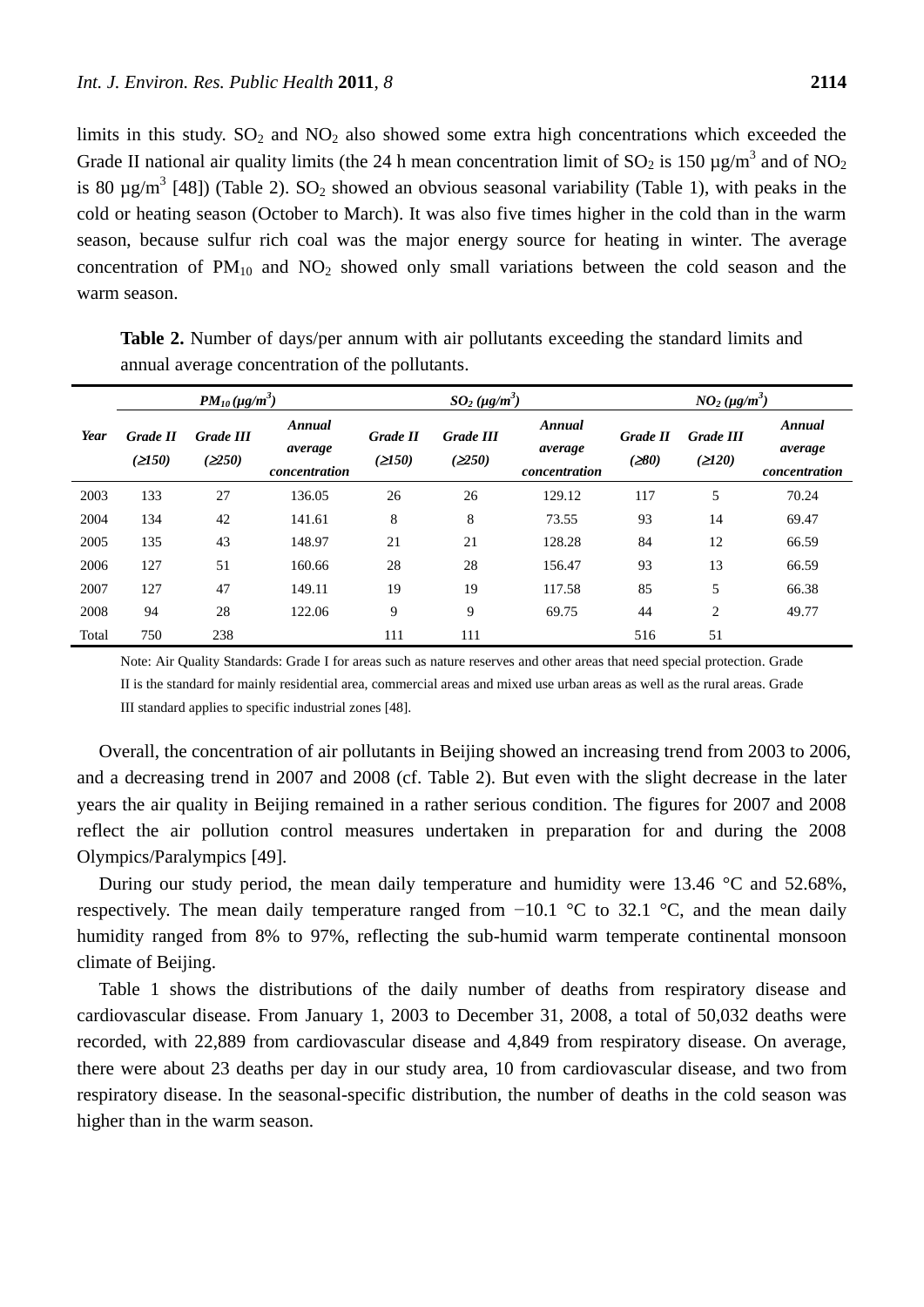limits in this study. $SO_2$ and $NO_2$ also showed some extra high concentrations which exceeded the Grade II national air quality limits (the 24 h mean concentration limit of $SO_2$ is 150 μg/m$^3$ and of $NO_2$ is 80 μg/m$^3$ [48]) (Table 2). $SO_2$ showed an obvious seasonal variability (Table 1), with peaks in the cold or heating season (October to March). It was also five times higher in the cold than in the warm season, because sulfur rich coal was the major energy source for heating in winter. The average concentration of $PM_{10}$ and $NO_2$ showed only small variations between the cold season and the warm season.

**Table 2.** Number of days/per annum with air pollutants exceeding the standard limits and annual average concentration of the pollutants.

| *Year* | *$PM_{10}$ (μg/m$^3$)* | | | *$SO_2$ (μg/m$^3$)* | | | *$NO_2$ (μg/m$^3$)* | | |
|---|---|---|---|---|---|---|---|---|---|
| | *Grade II (≥150)* | *Grade III (≥250)* | *Annual average concentration* | *Grade II (≥150)* | *Grade III (≥250)* | *Annual average concentration* | *Grade II (≥80)* | *Grade III (≥120)* | *Annual average concentration* |
| 2003 | 133 | 27 | 136.05 | 26 | 26 | 129.12 | 117 | 5 | 70.24 |
| 2004 | 134 | 42 | 141.61 | 8 | 8 | 73.55 | 93 | 14 | 69.47 |
| 2005 | 135 | 43 | 148.97 | 21 | 21 | 128.28 | 84 | 12 | 66.59 |
| 2006 | 127 | 51 | 160.66 | 28 | 28 | 156.47 | 93 | 13 | 66.59 |
| 2007 | 127 | 47 | 149.11 | 19 | 19 | 117.58 | 85 | 5 | 66.38 |
| 2008 | 94 | 28 | 122.06 | 9 | 9 | 69.75 | 44 | 2 | 49.77 |
| Total | 750 | 238 | | 111 | 111 | | 516 | 51 | |

Note: Air Quality Standards: Grade I for areas such as nature reserves and other areas that need special protection. Grade II is the standard for mainly residential area, commercial areas and mixed use urban areas as well as the rural areas. Grade III standard applies to specific industrial zones [48].

Overall, the concentration of air pollutants in Beijing showed an increasing trend from 2003 to 2006, and a decreasing trend in 2007 and 2008 (cf. Table 2). But even with the slight decrease in the later years the air quality in Beijing remained in a rather serious condition. The figures for 2007 and 2008 reflect the air pollution control measures undertaken in preparation for and during the 2008 Olympics/Paralympics [49].

During our study period, the mean daily temperature and humidity were 13.46 °C and 52.68%, respectively. The mean daily temperature ranged from −10.1 °C to 32.1 °C, and the mean daily humidity ranged from 8% to 97%, reflecting the sub-humid warm temperate continental monsoon climate of Beijing.

Table 1 shows the distributions of the daily number of deaths from respiratory disease and cardiovascular disease. From January 1, 2003 to December 31, 2008, a total of 50,032 deaths were recorded, with 22,889 from cardiovascular disease and 4,849 from respiratory disease. On average, there were about 23 deaths per day in our study area, 10 from cardiovascular disease, and two from respiratory disease. In the seasonal-specific distribution, the number of deaths in the cold season was higher than in the warm season.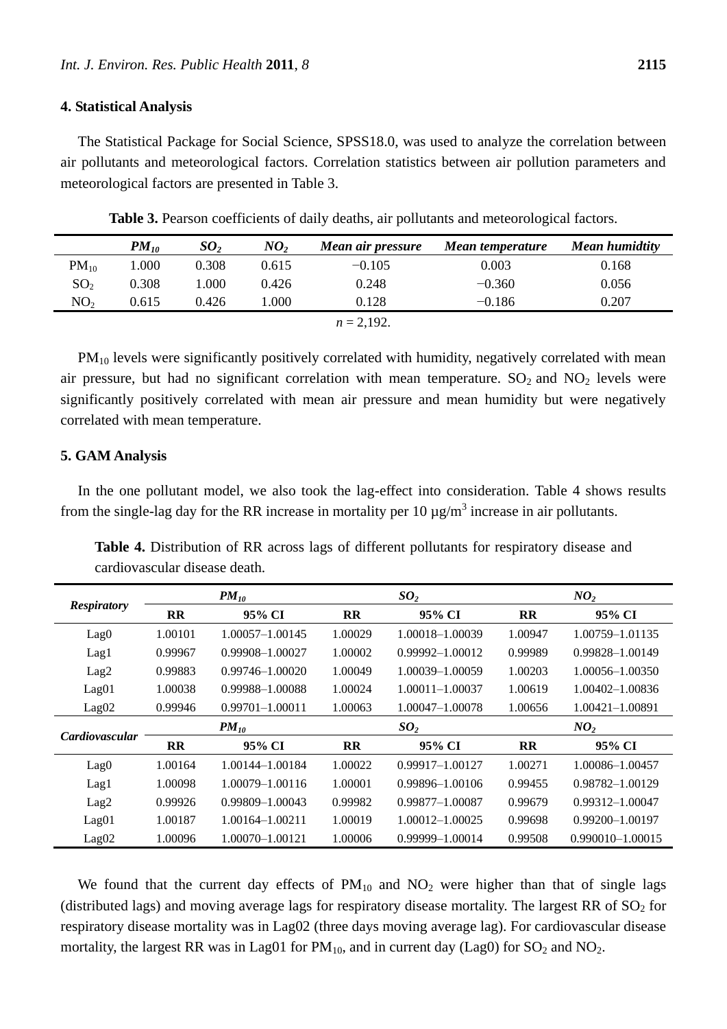## 4. Statistical Analysis

The Statistical Package for Social Science, SPSS18.0, was used to analyze the correlation between air pollutants and meteorological factors. Correlation statistics between air pollution parameters and meteorological factors are presented in Table 3.

**Table 3.** Pearson coefficients of daily deaths, air pollutants and meteorological factors.

| | $PM_{10}$ | $SO_2$ | $NO_2$ | *Mean air pressure* | *Mean temperature* | *Mean humidtity* |
|---|---|---|---|---|---|---|
| $PM_{10}$ | 1.000 | 0.308 | 0.615 | −0.105 | 0.003 | 0.168 |
| $SO_2$ | 0.308 | 1.000 | 0.426 | 0.248 | −0.360 | 0.056 |
| $NO_2$ | 0.615 | 0.426 | 1.000 | 0.128 | −0.186 | 0.207 |

$n$ = 2,192.

$PM_{10}$ levels were significantly positively correlated with humidity, negatively correlated with mean air pressure, but had no significant correlation with mean temperature. $SO_2$ and $NO_2$ levels were significantly positively correlated with mean air pressure and mean humidity but were negatively correlated with mean temperature.

## 5. GAM Analysis

In the one pollutant model, we also took the lag-effect into consideration. Table 4 shows results from the single-lag day for the RR increase in mortality per 10 μg/m$^3$ increase in air pollutants.

**Table 4.** Distribution of RR across lags of different pollutants for respiratory disease and cardiovascular disease death.

| *Respiratory* | $PM_{10}$ | | $SO_2$ | | $NO_2$ | |
|---|---|---|---|---|---|---|
| | **RR** | **95% CI** | **RR** | **95% CI** | **RR** | **95% CI** |
| Lag0 | 1.00101 | 1.00057–1.00145 | 1.00029 | 1.00018–1.00039 | 1.00947 | 1.00759–1.01135 |
| Lag1 | 0.99967 | 0.99908–1.00027 | 1.00002 | 0.99992–1.00012 | 0.99989 | 0.99828–1.00149 |
| Lag2 | 0.99883 | 0.99746–1.00020 | 1.00049 | 1.00039–1.00059 | 1.00203 | 1.00056–1.00350 |
| Lag01 | 1.00038 | 0.99988–1.00088 | 1.00024 | 1.00011–1.00037 | 1.00619 | 1.00402–1.00836 |
| Lag02 | 0.99946 | 0.99701–1.00011 | 1.00063 | 1.00047–1.00078 | 1.00656 | 1.00421–1.00891 |
| *Cardiovascular* | $PM_{10}$ | | $SO_2$ | | $NO_2$ | |
| | **RR** | **95% CI** | **RR** | **95% CI** | **RR** | **95% CI** |
| Lag0 | 1.00164 | 1.00144–1.00184 | 1.00022 | 0.99917–1.00127 | 1.00271 | 1.00086–1.00457 |
| Lag1 | 1.00098 | 1.00079–1.00116 | 1.00001 | 0.99896–1.00106 | 0.99455 | 0.98782–1.00129 |
| Lag2 | 0.99926 | 0.99809–1.00043 | 0.99982 | 0.99877–1.00087 | 0.99679 | 0.99312–1.00047 |
| Lag01 | 1.00187 | 1.00164–1.00211 | 1.00019 | 1.00012–1.00025 | 0.99698 | 0.99200–1.00197 |
| Lag02 | 1.00096 | 1.00070–1.00121 | 1.00006 | 0.99999–1.00014 | 0.99508 | 0.990010–1.00015 |

We found that the current day effects of $PM_{10}$ and $NO_2$ were higher than that of single lags (distributed lags) and moving average lags for respiratory disease mortality. The largest RR of $SO_2$ for respiratory disease mortality was in Lag02 (three days moving average lag). For cardiovascular disease mortality, the largest RR was in Lag01 for $PM_{10}$, and in current day (Lag0) for $SO_2$ and $NO_2$.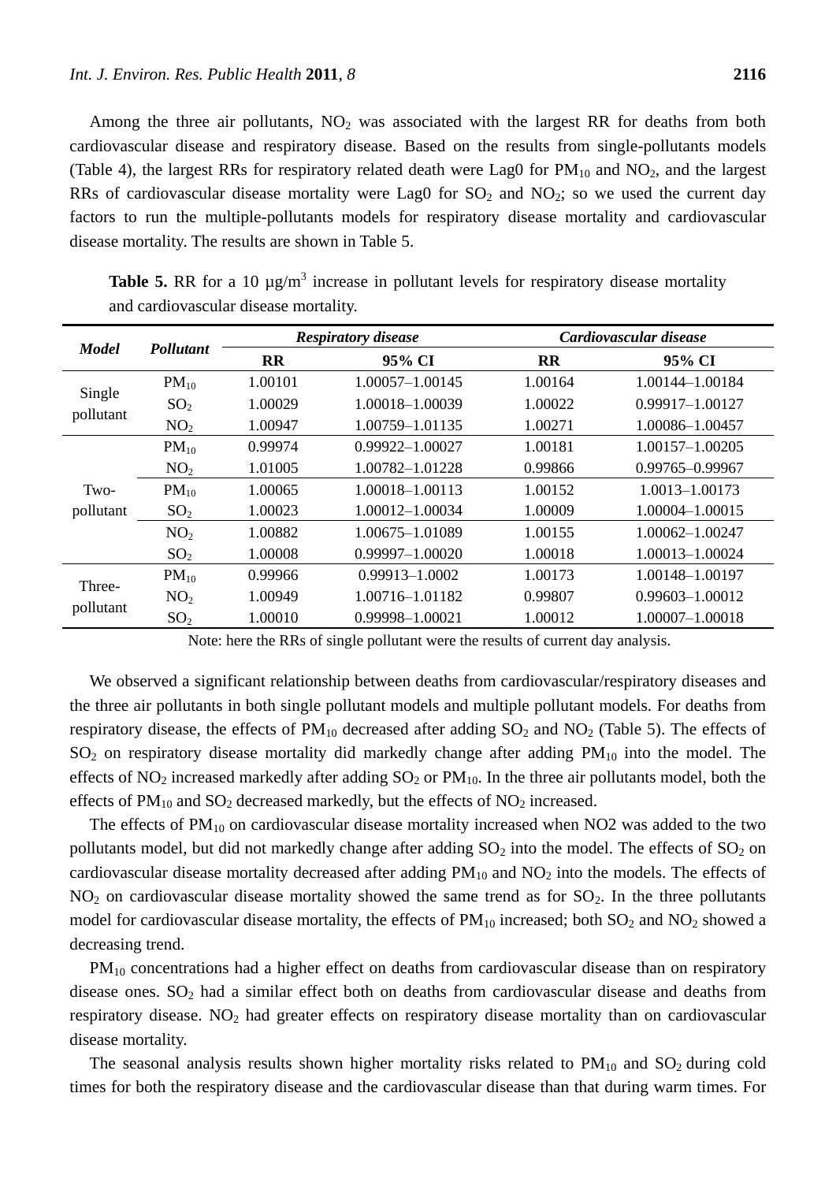Among the three air pollutants, $NO_2$ was associated with the largest RR for deaths from both cardiovascular disease and respiratory disease. Based on the results from single-pollutants models (Table 4), the largest RRs for respiratory related death were Lag0 for $PM_{10}$ and $NO_2$, and the largest RRs of cardiovascular disease mortality were Lag0 for $SO_2$ and $NO_2$; so we used the current day factors to run the multiple-pollutants models for respiratory disease mortality and cardiovascular disease mortality. The results are shown in Table 5.

**Table 5.** RR for a 10 μg/m$^3$ increase in pollutant levels for respiratory disease mortality and cardiovascular disease mortality.

| *Model* | *Pollutant* | *Respiratory disease* | | *Cardiovascular disease* | |
|---|---|---|---|---|---|
| | | **RR** | **95% CI** | **RR** | **95% CI** |
| Single pollutant | $PM_{10}$ | 1.00101 | 1.00057–1.00145 | 1.00164 | 1.00144–1.00184 |
| | $SO_2$ | 1.00029 | 1.00018–1.00039 | 1.00022 | 0.99917–1.00127 |
| | $NO_2$ | 1.00947 | 1.00759–1.01135 | 1.00271 | 1.00086–1.00457 |
| Two-pollutant | $PM_{10}$ | 0.99974 | 0.99922–1.00027 | 1.00181 | 1.00157–1.00205 |
| | $NO_2$ | 1.01005 | 1.00782–1.01228 | 0.99866 | 0.99765–0.99967 |
| | $PM_{10}$ | 1.00065 | 1.00018–1.00113 | 1.00152 | 1.0013–1.00173 |
| | $SO_2$ | 1.00023 | 1.00012–1.00034 | 1.00009 | 1.00004–1.00015 |
| | $NO_2$ | 1.00882 | 1.00675–1.01089 | 1.00155 | 1.00062–1.00247 |
| | $SO_2$ | 1.00008 | 0.99997–1.00020 | 1.00018 | 1.00013–1.00024 |
| Three-pollutant | $PM_{10}$ | 0.99966 | 0.99913–1.0002 | 1.00173 | 1.00148–1.00197 |
| | $NO_2$ | 1.00949 | 1.00716–1.01182 | 0.99807 | 0.99603–1.00012 |
| | $SO_2$ | 1.00010 | 0.99998–1.00021 | 1.00012 | 1.00007–1.00018 |

Note: here the RRs of single pollutant were the results of current day analysis.

We observed a significant relationship between deaths from cardiovascular/respiratory diseases and the three air pollutants in both single pollutant models and multiple pollutant models. For deaths from respiratory disease, the effects of $PM_{10}$ decreased after adding $SO_2$ and $NO_2$ (Table 5). The effects of $SO_2$ on respiratory disease mortality did markedly change after adding $PM_{10}$ into the model. The effects of $NO_2$ increased markedly after adding $SO_2$ or $PM_{10}$. In the three air pollutants model, both the effects of $PM_{10}$ and $SO_2$ decreased markedly, but the effects of $NO_2$ increased.

The effects of $PM_{10}$ on cardiovascular disease mortality increased when NO2 was added to the two pollutants model, but did not markedly change after adding $SO_2$ into the model. The effects of $SO_2$ on cardiovascular disease mortality decreased after adding $PM_{10}$ and $NO_2$ into the models. The effects of $NO_2$ on cardiovascular disease mortality showed the same trend as for $SO_2$. In the three pollutants model for cardiovascular disease mortality, the effects of $PM_{10}$ increased; both $SO_2$ and $NO_2$ showed a decreasing trend.

$PM_{10}$ concentrations had a higher effect on deaths from cardiovascular disease than on respiratory disease ones. $SO_2$ had a similar effect both on deaths from cardiovascular disease and deaths from respiratory disease. $NO_2$ had greater effects on respiratory disease mortality than on cardiovascular disease mortality.

The seasonal analysis results shown higher mortality risks related to $PM_{10}$ and $SO_2$ during cold times for both the respiratory disease and the cardiovascular disease than that during warm times. For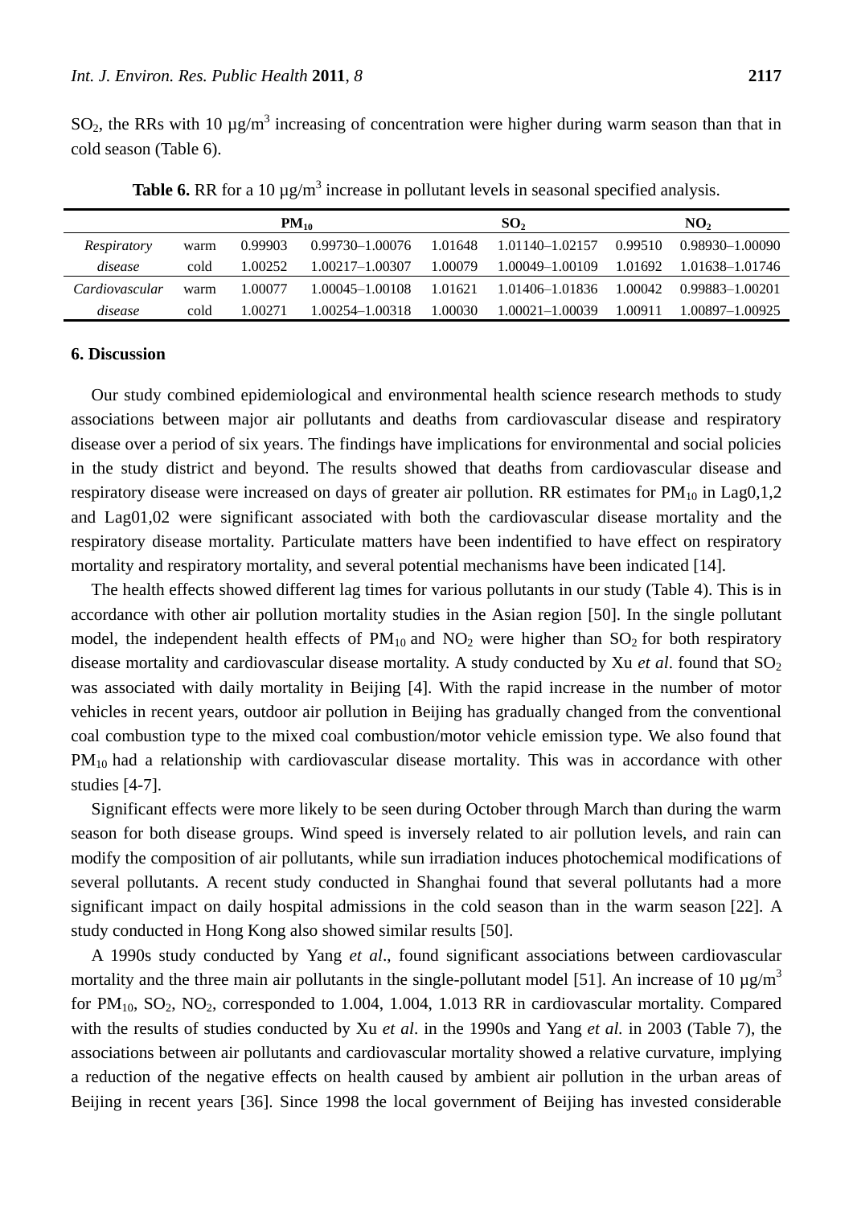$SO_2$, the RRs with 10 μg/m$^3$ increasing of concentration were higher during warm season than that in cold season (Table 6).

**Table 6.** RR for a 10 μg/m$^3$ increase in pollutant levels in seasonal specified analysis.

| | | $PM_{10}$ | | $SO_2$ | | $NO_2$ | |
|---|---|---|---|---|---|---|---|
| *Respiratory* | warm | 0.99903 | 0.99730–1.00076 | 1.01648 | 1.01140–1.02157 | 0.99510 | 0.98930–1.00090 |
| *disease* | cold | 1.00252 | 1.00217–1.00307 | 1.00079 | 1.00049–1.00109 | 1.01692 | 1.01638–1.01746 |
| *Cardiovascular* | warm | 1.00077 | 1.00045–1.00108 | 1.01621 | 1.01406–1.01836 | 1.00042 | 0.99883–1.00201 |
| *disease* | cold | 1.00271 | 1.00254–1.00318 | 1.00030 | 1.00021–1.00039 | 1.00911 | 1.00897–1.00925 |

## 6. Discussion

Our study combined epidemiological and environmental health science research methods to study associations between major air pollutants and deaths from cardiovascular disease and respiratory disease over a period of six years. The findings have implications for environmental and social policies in the study district and beyond. The results showed that deaths from cardiovascular disease and respiratory disease were increased on days of greater air pollution. RR estimates for $PM_{10}$ in Lag0,1,2 and Lag01,02 were significant associated with both the cardiovascular disease mortality and the respiratory disease mortality. Particulate matters have been indentified to have effect on respiratory mortality and respiratory mortality, and several potential mechanisms have been indicated [14].

The health effects showed different lag times for various pollutants in our study (Table 4). This is in accordance with other air pollution mortality studies in the Asian region [50]. In the single pollutant model, the independent health effects of $PM_{10}$ and $NO_2$ were higher than $SO_2$ for both respiratory disease mortality and cardiovascular disease mortality. A study conducted by Xu *et al*. found that $SO_2$ was associated with daily mortality in Beijing [4]. With the rapid increase in the number of motor vehicles in recent years, outdoor air pollution in Beijing has gradually changed from the conventional coal combustion type to the mixed coal combustion/motor vehicle emission type. We also found that $PM_{10}$ had a relationship with cardiovascular disease mortality. This was in accordance with other studies [4-7].

Significant effects were more likely to be seen during October through March than during the warm season for both disease groups. Wind speed is inversely related to air pollution levels, and rain can modify the composition of air pollutants, while sun irradiation induces photochemical modifications of several pollutants. A recent study conducted in Shanghai found that several pollutants had a more significant impact on daily hospital admissions in the cold season than in the warm season [22]. A study conducted in Hong Kong also showed similar results [50].

A 1990s study conducted by Yang *et al*., found significant associations between cardiovascular mortality and the three main air pollutants in the single-pollutant model [51]. An increase of 10 μg/m$^3$ for $PM_{10}$, $SO_2$, $NO_2$, corresponded to 1.004, 1.004, 1.013 RR in cardiovascular mortality. Compared with the results of studies conducted by Xu *et al*. in the 1990s and Yang *et al.* in 2003 (Table 7), the associations between air pollutants and cardiovascular mortality showed a relative curvature, implying a reduction of the negative effects on health caused by ambient air pollution in the urban areas of Beijing in recent years [36]. Since 1998 the local government of Beijing has invested considerable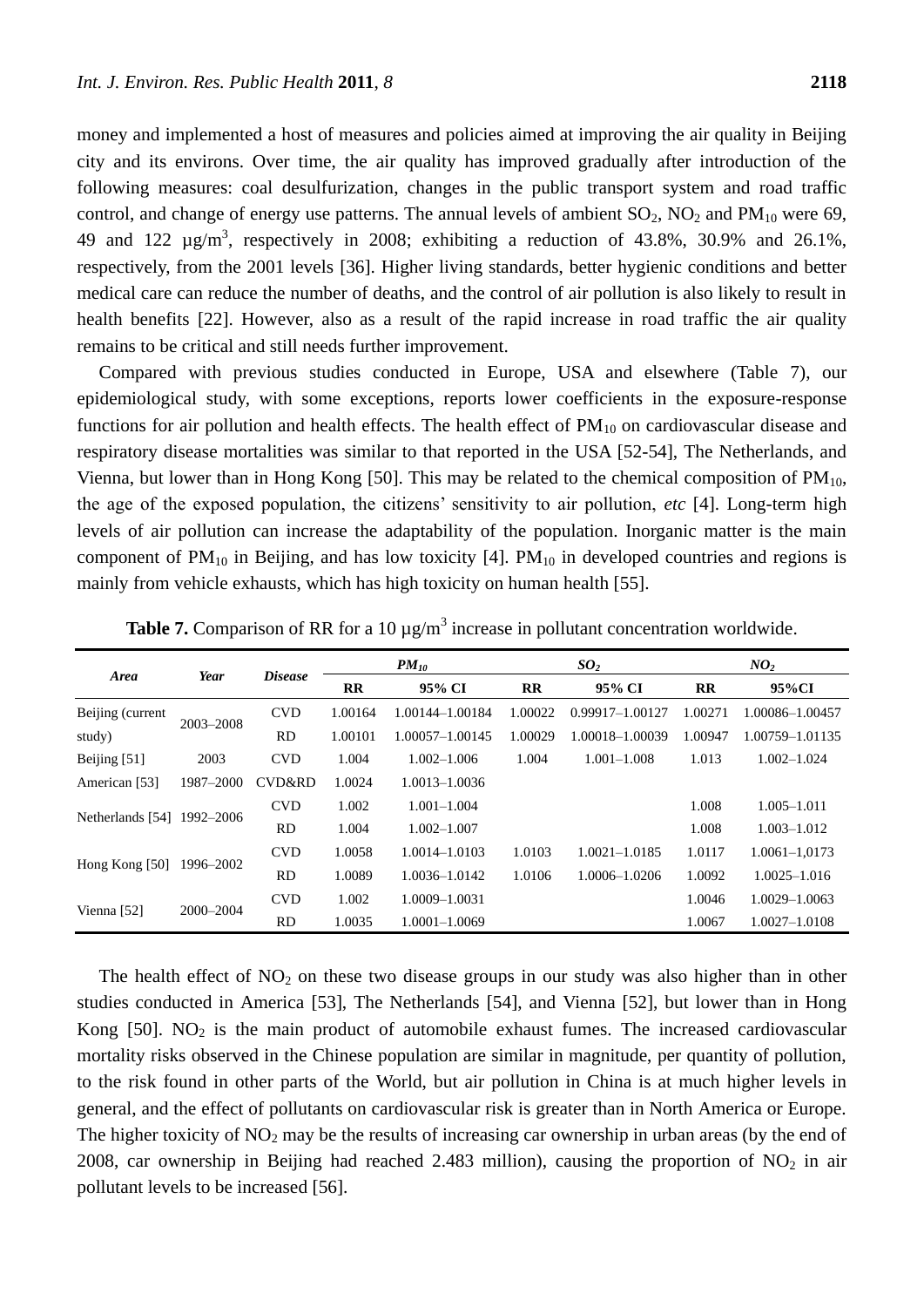money and implemented a host of measures and policies aimed at improving the air quality in Beijing city and its environs. Over time, the air quality has improved gradually after introduction of the following measures: coal desulfurization, changes in the public transport system and road traffic control, and change of energy use patterns. The annual levels of ambient $SO_2$, $NO_2$ and $PM_{10}$ were 69, 49 and 122 μg/m$^3$, respectively in 2008; exhibiting a reduction of 43.8%, 30.9% and 26.1%, respectively, from the 2001 levels [36]. Higher living standards, better hygienic conditions and better medical care can reduce the number of deaths, and the control of air pollution is also likely to result in health benefits [22]. However, also as a result of the rapid increase in road traffic the air quality remains to be critical and still needs further improvement.

Compared with previous studies conducted in Europe, USA and elsewhere (Table 7), our epidemiological study, with some exceptions, reports lower coefficients in the exposure-response functions for air pollution and health effects. The health effect of $PM_{10}$ on cardiovascular disease and respiratory disease mortalities was similar to that reported in the USA [52-54], The Netherlands, and Vienna, but lower than in Hong Kong [50]. This may be related to the chemical composition of $PM_{10}$, the age of the exposed population, the citizens' sensitivity to air pollution, *etc* [4]. Long-term high levels of air pollution can increase the adaptability of the population. Inorganic matter is the main component of $PM_{10}$ in Beijing, and has low toxicity [4]. $PM_{10}$ in developed countries and regions is mainly from vehicle exhausts, which has high toxicity on human health [55].

**Table 7.** Comparison of RR for a 10 μg/m$^3$ increase in pollutant concentration worldwide.

| *Area* | *Year* | *Disease* | *$PM_{10}$* | | *$SO_2$* | | *$NO_2$* | |
|---|---|---|---|---|---|---|---|---|
| | | | **RR** | **95% CI** | **RR** | **95% CI** | **RR** | **95%CI** |
| Beijing (current study) | 2003–2008 | CVD | 1.00164 | 1.00144–1.00184 | 1.00022 | 0.99917–1.00127 | 1.00271 | 1.00086–1.00457 |
| | | RD | 1.00101 | 1.00057–1.00145 | 1.00029 | 1.00018–1.00039 | 1.00947 | 1.00759–1.01135 |
| Beijing [51] | 2003 | CVD | 1.004 | 1.002–1.006 | 1.004 | 1.001–1.008 | 1.013 | 1.002–1.024 |
| American [53] | 1987–2000 | CVD&RD | 1.0024 | 1.0013–1.0036 | | | | |
| Netherlands [54] | 1992–2006 | CVD | 1.002 | 1.001–1.004 | | | 1.008 | 1.005–1.011 |
| | | RD | 1.004 | 1.002–1.007 | | | 1.008 | 1.003–1.012 |
| Hong Kong [50] | 1996–2002 | CVD | 1.0058 | 1.0014–1.0103 | 1.0103 | 1.0021–1.0185 | 1.0117 | 1.0061–1,0173 |
| | | RD | 1.0089 | 1.0036–1.0142 | 1.0106 | 1.0006–1.0206 | 1.0092 | 1.0025–1.016 |
| Vienna [52] | 2000–2004 | CVD | 1.002 | 1.0009–1.0031 | | | 1.0046 | 1.0029–1.0063 |
| | | RD | 1.0035 | 1.0001–1.0069 | | | 1.0067 | 1.0027–1.0108 |

The health effect of $NO_2$ on these two disease groups in our study was also higher than in other studies conducted in America [53], The Netherlands [54], and Vienna [52], but lower than in Hong Kong [50]. $NO_2$ is the main product of automobile exhaust fumes. The increased cardiovascular mortality risks observed in the Chinese population are similar in magnitude, per quantity of pollution, to the risk found in other parts of the World, but air pollution in China is at much higher levels in general, and the effect of pollutants on cardiovascular risk is greater than in North America or Europe. The higher toxicity of $NO_2$ may be the results of increasing car ownership in urban areas (by the end of 2008, car ownership in Beijing had reached 2.483 million), causing the proportion of $NO_2$ in air pollutant levels to be increased [56].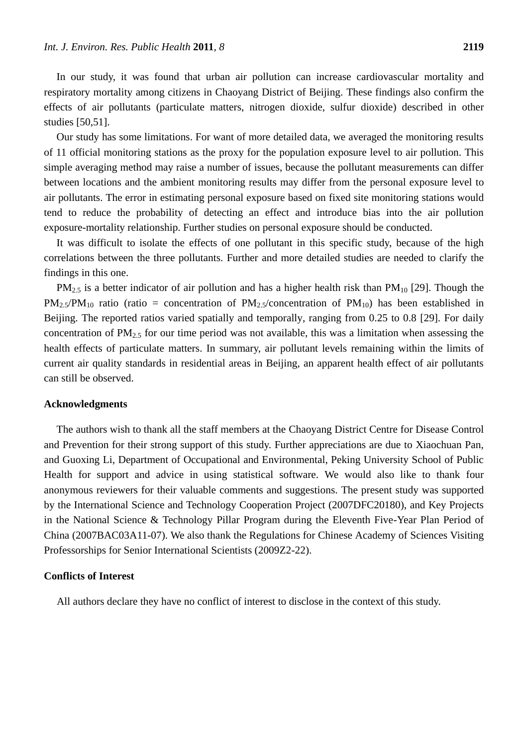In our study, it was found that urban air pollution can increase cardiovascular mortality and respiratory mortality among citizens in Chaoyang District of Beijing. These findings also confirm the effects of air pollutants (particulate matters, nitrogen dioxide, sulfur dioxide) described in other studies [50,51].

Our study has some limitations. For want of more detailed data, we averaged the monitoring results of 11 official monitoring stations as the proxy for the population exposure level to air pollution. This simple averaging method may raise a number of issues, because the pollutant measurements can differ between locations and the ambient monitoring results may differ from the personal exposure level to air pollutants. The error in estimating personal exposure based on fixed site monitoring stations would tend to reduce the probability of detecting an effect and introduce bias into the air pollution exposure-mortality relationship. Further studies on personal exposure should be conducted.

It was difficult to isolate the effects of one pollutant in this specific study, because of the high correlations between the three pollutants. Further and more detailed studies are needed to clarify the findings in this one.

$PM_{2.5}$ is a better indicator of air pollution and has a higher health risk than $PM_{10}$ [29]. Though the $PM_{2.5}/PM_{10}$ ratio (ratio = concentration of $PM_{2.5}$/concentration of $PM_{10}$) has been established in Beijing. The reported ratios varied spatially and temporally, ranging from 0.25 to 0.8 [29]. For daily concentration of $PM_{2.5}$ for our time period was not available, this was a limitation when assessing the health effects of particulate matters. In summary, air pollutant levels remaining within the limits of current air quality standards in residential areas in Beijing, an apparent health effect of air pollutants can still be observed.

## Acknowledgments

The authors wish to thank all the staff members at the Chaoyang District Centre for Disease Control and Prevention for their strong support of this study. Further appreciations are due to Xiaochuan Pan, and Guoxing Li, Department of Occupational and Environmental, Peking University School of Public Health for support and advice in using statistical software. We would also like to thank four anonymous reviewers for their valuable comments and suggestions. The present study was supported by the International Science and Technology Cooperation Project (2007DFC20180), and Key Projects in the National Science & Technology Pillar Program during the Eleventh Five-Year Plan Period of China (2007BAC03A11-07). We also thank the Regulations for Chinese Academy of Sciences Visiting Professorships for Senior International Scientists (2009Z2-22).

## Conflicts of Interest

All authors declare they have no conflict of interest to disclose in the context of this study.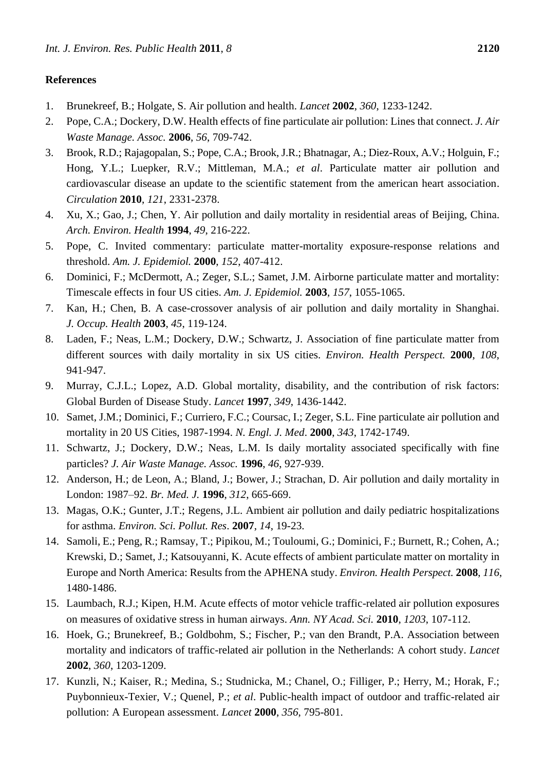## References

1. Brunekreef, B.; Holgate, S. Air pollution and health. *Lancet* **2002**, *360*, 1233-1242.
2. Pope, C.A.; Dockery, D.W. Health effects of fine particulate air pollution: Lines that connect. *J. Air Waste Manage. Assoc.* **2006**, *56*, 709-742.
3. Brook, R.D.; Rajagopalan, S.; Pope, C.A.; Brook, J.R.; Bhatnagar, A.; Diez-Roux, A.V.; Holguin, F.; Hong, Y.L.; Luepker, R.V.; Mittleman, M.A.; *et al*. Particulate matter air pollution and cardiovascular disease an update to the scientific statement from the american heart association. *Circulation* **2010**, *121*, 2331-2378.
4. Xu, X.; Gao, J.; Chen, Y. Air pollution and daily mortality in residential areas of Beijing, China. *Arch. Environ. Health* **1994**, *49*, 216-222.
5. Pope, C. Invited commentary: particulate matter-mortality exposure-response relations and threshold. *Am. J. Epidemiol.* **2000**, *152*, 407-412.
6. Dominici, F.; McDermott, A.; Zeger, S.L.; Samet, J.M. Airborne particulate matter and mortality: Timescale effects in four US cities. *Am. J. Epidemiol.* **2003**, *157*, 1055-1065.
7. Kan, H.; Chen, B. A case-crossover analysis of air pollution and daily mortality in Shanghai. *J. Occup. Health* **2003**, *45*, 119-124.
8. Laden, F.; Neas, L.M.; Dockery, D.W.; Schwartz, J. Association of fine particulate matter from different sources with daily mortality in six US cities. *Environ. Health Perspect.* **2000**, *108*, 941-947.
9. Murray, C.J.L.; Lopez, A.D. Global mortality, disability, and the contribution of risk factors: Global Burden of Disease Study. *Lancet* **1997**, *349*, 1436-1442.
10. Samet, J.M.; Dominici, F.; Curriero, F.C.; Coursac, I.; Zeger, S.L. Fine particulate air pollution and mortality in 20 US Cities, 1987-1994. *N. Engl. J. Med*. **2000**, *343*, 1742-1749.
11. Schwartz, J.; Dockery, D.W.; Neas, L.M. Is daily mortality associated specifically with fine particles? *J. Air Waste Manage. Assoc.* **1996**, *46*, 927-939.
12. Anderson, H.; de Leon, A.; Bland, J.; Bower, J.; Strachan, D. Air pollution and daily mortality in London: 1987–92. *Br. Med. J.* **1996**, *312*, 665-669.
13. Magas, O.K.; Gunter, J.T.; Regens, J.L. Ambient air pollution and daily pediatric hospitalizations for asthma. *Environ. Sci. Pollut. Res*. **2007**, *14*, 19-23.
14. Samoli, E.; Peng, R.; Ramsay, T.; Pipikou, M.; Touloumi, G.; Dominici, F.; Burnett, R.; Cohen, A.; Krewski, D.; Samet, J.; Katsouyanni, K. Acute effects of ambient particulate matter on mortality in Europe and North America: Results from the APHENA study. *Environ. Health Perspect.* **2008**, *116*, 1480-1486.
15. Laumbach, R.J.; Kipen, H.M. Acute effects of motor vehicle traffic-related air pollution exposures on measures of oxidative stress in human airways. *Ann. NY Acad. Sci.* **2010**, *1203*, 107-112.
16. Hoek, G.; Brunekreef, B.; Goldbohm, S.; Fischer, P.; van den Brandt, P.A. Association between mortality and indicators of traffic-related air pollution in the Netherlands: A cohort study. *Lancet* **2002**, *360*, 1203-1209.
17. Kunzli, N.; Kaiser, R.; Medina, S.; Studnicka, M.; Chanel, O.; Filliger, P.; Herry, M.; Horak, F.; Puybonnieux-Texier, V.; Quenel, P.; *et al*. Public-health impact of outdoor and traffic-related air pollution: A European assessment. *Lancet* **2000**, *356*, 795-801.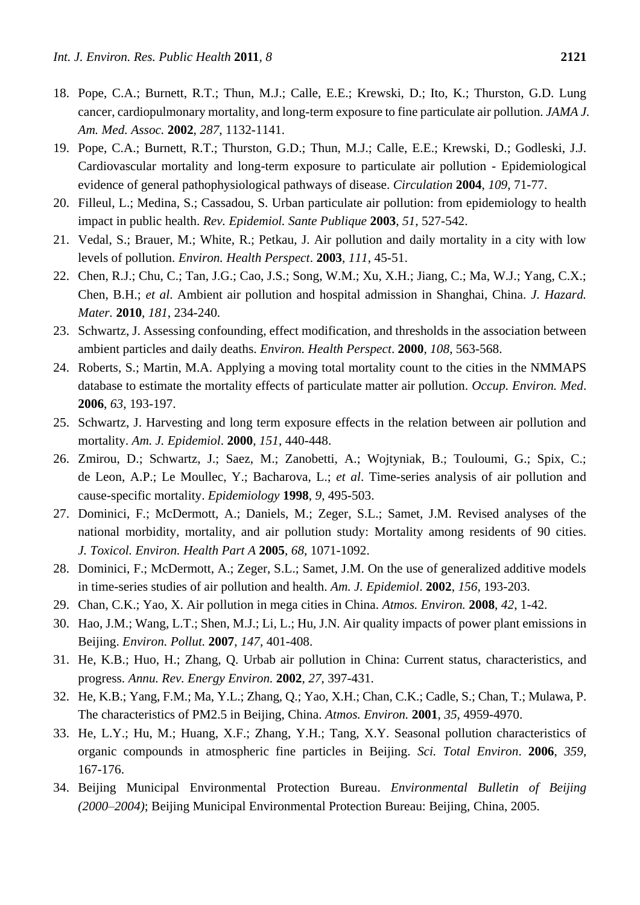18. Pope, C.A.; Burnett, R.T.; Thun, M.J.; Calle, E.E.; Krewski, D.; Ito, K.; Thurston, G.D. Lung cancer, cardiopulmonary mortality, and long-term exposure to fine particulate air pollution. *JAMA J. Am. Med. Assoc.* **2002**, *287*, 1132-1141.
19. Pope, C.A.; Burnett, R.T.; Thurston, G.D.; Thun, M.J.; Calle, E.E.; Krewski, D.; Godleski, J.J. Cardiovascular mortality and long-term exposure to particulate air pollution - Epidemiological evidence of general pathophysiological pathways of disease. *Circulation* **2004**, *109*, 71-77.
20. Filleul, L.; Medina, S.; Cassadou, S. Urban particulate air pollution: from epidemiology to health impact in public health. *Rev. Epidemiol. Sante Publique* **2003**, *51*, 527-542.
21. Vedal, S.; Brauer, M.; White, R.; Petkau, J. Air pollution and daily mortality in a city with low levels of pollution. *Environ. Health Perspect*. **2003**, *111*, 45-51.
22. Chen, R.J.; Chu, C.; Tan, J.G.; Cao, J.S.; Song, W.M.; Xu, X.H.; Jiang, C.; Ma, W.J.; Yang, C.X.; Chen, B.H.; *et al*. Ambient air pollution and hospital admission in Shanghai, China. *J. Hazard. Mater.* **2010**, *181*, 234-240.
23. Schwartz, J. Assessing confounding, effect modification, and thresholds in the association between ambient particles and daily deaths. *Environ. Health Perspect*. **2000**, *108*, 563-568.
24. Roberts, S.; Martin, M.A. Applying a moving total mortality count to the cities in the NMMAPS database to estimate the mortality effects of particulate matter air pollution. *Occup. Environ. Med*. **2006**, *63*, 193-197.
25. Schwartz, J. Harvesting and long term exposure effects in the relation between air pollution and mortality. *Am. J. Epidemiol*. **2000**, *151*, 440-448.
26. Zmirou, D.; Schwartz, J.; Saez, M.; Zanobetti, A.; Wojtyniak, B.; Touloumi, G.; Spix, C.; de Leon, A.P.; Le Moullec, Y.; Bacharova, L.; *et al*. Time-series analysis of air pollution and cause-specific mortality. *Epidemiology* **1998**, *9*, 495-503.
27. Dominici, F.; McDermott, A.; Daniels, M.; Zeger, S.L.; Samet, J.M. Revised analyses of the national morbidity, mortality, and air pollution study: Mortality among residents of 90 cities. *J. Toxicol. Environ. Health Part A* **2005**, *68*, 1071-1092.
28. Dominici, F.; McDermott, A.; Zeger, S.L.; Samet, J.M. On the use of generalized additive models in time-series studies of air pollution and health. *Am. J. Epidemiol*. **2002**, *156*, 193-203.
29. Chan, C.K.; Yao, X. Air pollution in mega cities in China. *Atmos. Environ.* **2008**, *42*, 1-42.
30. Hao, J.M.; Wang, L.T.; Shen, M.J.; Li, L.; Hu, J.N. Air quality impacts of power plant emissions in Beijing. *Environ. Pollut.* **2007**, *147*, 401-408.
31. He, K.B.; Huo, H.; Zhang, Q. Urbab air pollution in China: Current status, characteristics, and progress. *Annu. Rev. Energy Environ.* **2002**, *27*, 397-431.
32. He, K.B.; Yang, F.M.; Ma, Y.L.; Zhang, Q.; Yao, X.H.; Chan, C.K.; Cadle, S.; Chan, T.; Mulawa, P. The characteristics of PM2.5 in Beijing, China. *Atmos. Environ.* **2001**, *35*, 4959-4970.
33. He, L.Y.; Hu, M.; Huang, X.F.; Zhang, Y.H.; Tang, X.Y. Seasonal pollution characteristics of organic compounds in atmospheric fine particles in Beijing. *Sci. Total Environ*. **2006**, *359*, 167-176.
34. Beijing Municipal Environmental Protection Bureau. *Environmental Bulletin of Beijing (2000–2004)*; Beijing Municipal Environmental Protection Bureau: Beijing, China, 2005.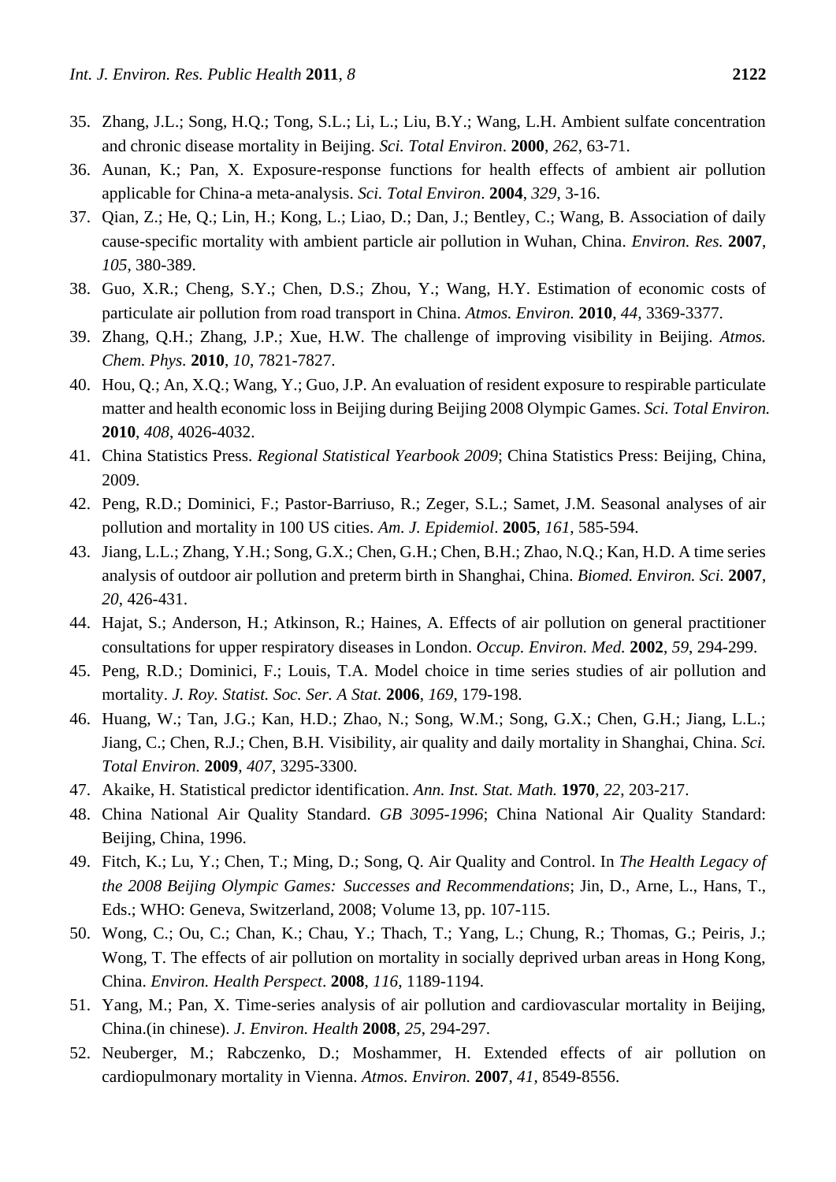35. Zhang, J.L.; Song, H.Q.; Tong, S.L.; Li, L.; Liu, B.Y.; Wang, L.H. Ambient sulfate concentration and chronic disease mortality in Beijing. *Sci. Total Environ*. **2000**, *262*, 63-71.
36. Aunan, K.; Pan, X. Exposure-response functions for health effects of ambient air pollution applicable for China-a meta-analysis. *Sci. Total Environ*. **2004**, *329*, 3-16.
37. Qian, Z.; He, Q.; Lin, H.; Kong, L.; Liao, D.; Dan, J.; Bentley, C.; Wang, B. Association of daily cause-specific mortality with ambient particle air pollution in Wuhan, China. *Environ. Res.* **2007**, *105*, 380-389.
38. Guo, X.R.; Cheng, S.Y.; Chen, D.S.; Zhou, Y.; Wang, H.Y. Estimation of economic costs of particulate air pollution from road transport in China. *Atmos. Environ.* **2010**, *44*, 3369-3377.
39. Zhang, Q.H.; Zhang, J.P.; Xue, H.W. The challenge of improving visibility in Beijing. *Atmos. Chem. Phys.* **2010**, *10*, 7821-7827.
40. Hou, Q.; An, X.Q.; Wang, Y.; Guo, J.P. An evaluation of resident exposure to respirable particulate matter and health economic loss in Beijing during Beijing 2008 Olympic Games. *Sci. Total Environ.* **2010**, *408*, 4026-4032.
41. China Statistics Press. *Regional Statistical Yearbook 2009*; China Statistics Press: Beijing, China, 2009.
42. Peng, R.D.; Dominici, F.; Pastor-Barriuso, R.; Zeger, S.L.; Samet, J.M. Seasonal analyses of air pollution and mortality in 100 US cities. *Am. J. Epidemiol*. **2005**, *161*, 585-594.
43. Jiang, L.L.; Zhang, Y.H.; Song, G.X.; Chen, G.H.; Chen, B.H.; Zhao, N.Q.; Kan, H.D. A time series analysis of outdoor air pollution and preterm birth in Shanghai, China. *Biomed. Environ. Sci.* **2007**, *20*, 426-431.
44. Hajat, S.; Anderson, H.; Atkinson, R.; Haines, A. Effects of air pollution on general practitioner consultations for upper respiratory diseases in London. *Occup. Environ. Med.* **2002**, *59*, 294-299.
45. Peng, R.D.; Dominici, F.; Louis, T.A. Model choice in time series studies of air pollution and mortality. *J. Roy. Statist. Soc. Ser. A Stat.* **2006**, *169*, 179-198.
46. Huang, W.; Tan, J.G.; Kan, H.D.; Zhao, N.; Song, W.M.; Song, G.X.; Chen, G.H.; Jiang, L.L.; Jiang, C.; Chen, R.J.; Chen, B.H. Visibility, air quality and daily mortality in Shanghai, China. *Sci. Total Environ.* **2009**, *407*, 3295-3300.
47. Akaike, H. Statistical predictor identification. *Ann. Inst. Stat. Math.* **1970**, *22*, 203-217.
48. China National Air Quality Standard. *GB 3095-1996*; China National Air Quality Standard: Beijing, China, 1996.
49. Fitch, K.; Lu, Y.; Chen, T.; Ming, D.; Song, Q. Air Quality and Control. In *The Health Legacy of the 2008 Beijing Olympic Games: Successes and Recommendations*; Jin, D., Arne, L., Hans, T., Eds.; WHO: Geneva, Switzerland, 2008; Volume 13, pp. 107-115.
50. Wong, C.; Ou, C.; Chan, K.; Chau, Y.; Thach, T.; Yang, L.; Chung, R.; Thomas, G.; Peiris, J.; Wong, T. The effects of air pollution on mortality in socially deprived urban areas in Hong Kong, China. *Environ. Health Perspect*. **2008**, *116*, 1189-1194.
51. Yang, M.; Pan, X. Time-series analysis of air pollution and cardiovascular mortality in Beijing, China.(in chinese). *J. Environ. Health* **2008**, *25*, 294-297.
52. Neuberger, M.; Rabczenko, D.; Moshammer, H. Extended effects of air pollution on cardiopulmonary mortality in Vienna. *Atmos. Environ.* **2007**, *41*, 8549-8556.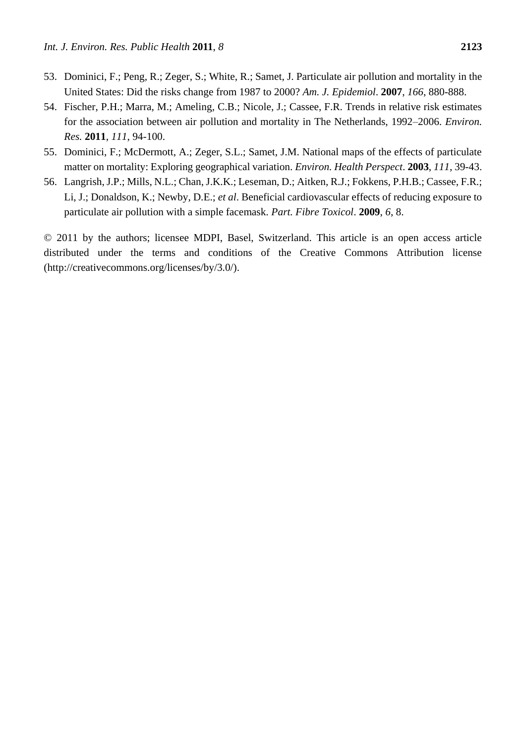53. Dominici, F.; Peng, R.; Zeger, S.; White, R.; Samet, J. Particulate air pollution and mortality in the United States: Did the risks change from 1987 to 2000? *Am. J. Epidemiol*. **2007**, *166*, 880-888.
54. Fischer, P.H.; Marra, M.; Ameling, C.B.; Nicole, J.; Cassee, F.R. Trends in relative risk estimates for the association between air pollution and mortality in The Netherlands, 1992–2006. *Environ. Res.* **2011**, *111*, 94-100.
55. Dominici, F.; McDermott, A.; Zeger, S.L.; Samet, J.M. National maps of the effects of particulate matter on mortality: Exploring geographical variation. *Environ. Health Perspect*. **2003**, *111*, 39-43.
56. Langrish, J.P.; Mills, N.L.; Chan, J.K.K.; Leseman, D.; Aitken, R.J.; Fokkens, P.H.B.; Cassee, F.R.; Li, J.; Donaldson, K.; Newby, D.E.; *et al*. Beneficial cardiovascular effects of reducing exposure to particulate air pollution with a simple facemask. *Part. Fibre Toxicol*. **2009**, *6*, 8.

© 2011 by the authors; licensee MDPI, Basel, Switzerland. This article is an open access article distributed under the terms and conditions of the Creative Commons Attribution license (http://creativecommons.org/licenses/by/3.0/).